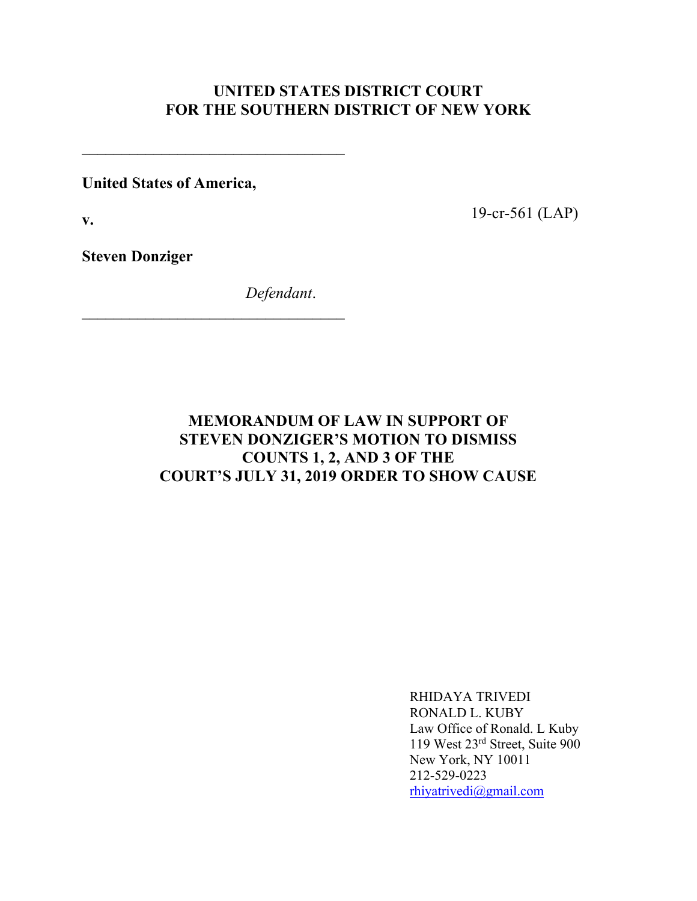**UNITED STATES DISTRICT COURT**
**FOR THE SOUTHERN DISTRICT OF NEW YORK**

___________________________________

**United States of America,**

**v.** 19-cr-561 (LAP)

**Steven Donziger**

*Defendant*.
___________________________________

**MEMORANDUM OF LAW IN SUPPORT OF**
**STEVEN DONZIGER'S MOTION TO DISMISS**
**COUNTS 1, 2, AND 3 OF THE**
**COURT'S JULY 31, 2019 ORDER TO SHOW CAUSE**

RHIDAYA TRIVEDI
RONALD L. KUBY
Law Office of Ronald. L Kuby
119 West 23rd Street, Suite 900
New York, NY 10011
212-529-0223
rhiyatrivedi@gmail.com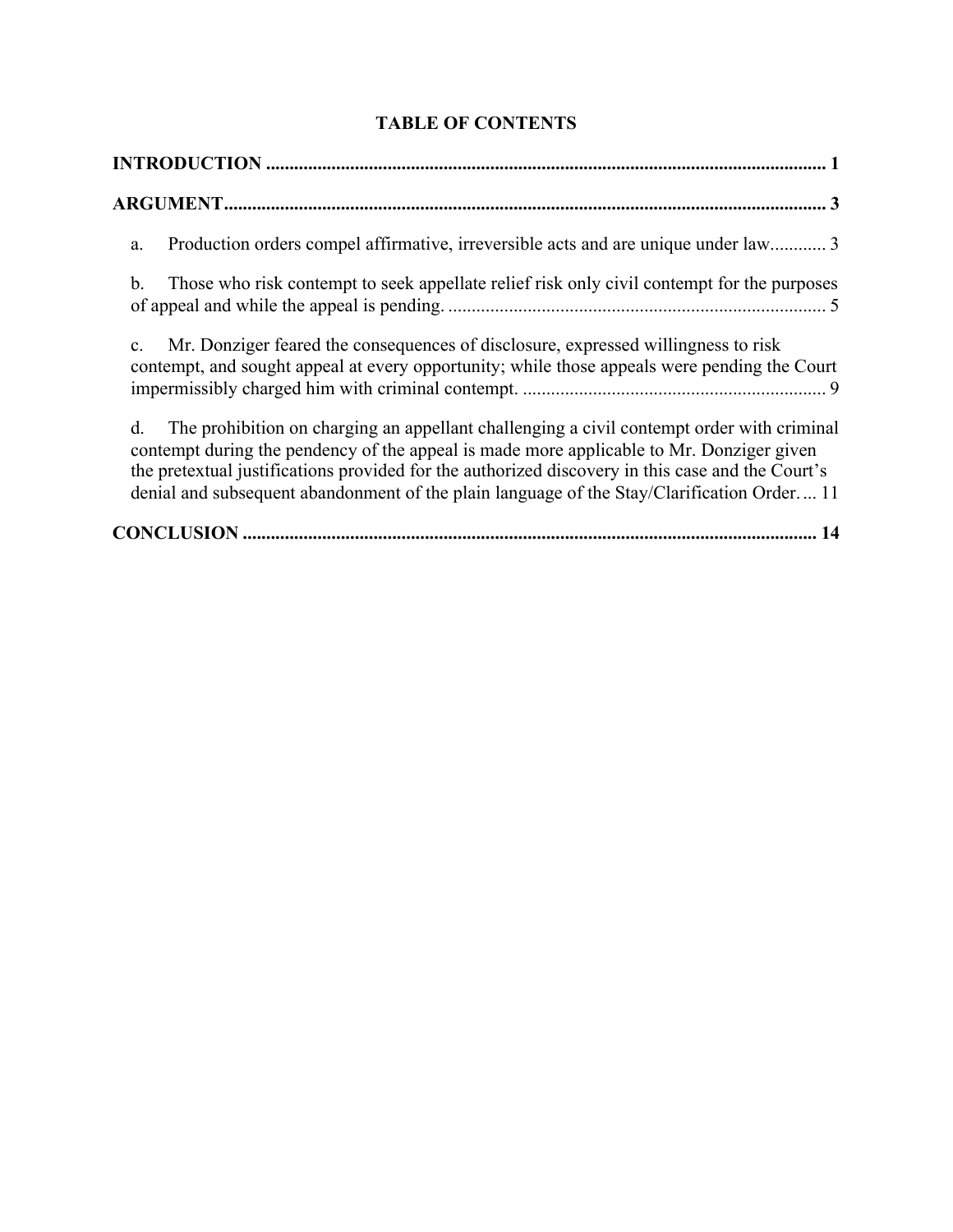# TABLE OF CONTENTS

**INTRODUCTION** ........................................................................................................................ 1

**ARGUMENT**................................................................................................................................ 3

a. Production orders compel affirmative, irreversible acts and are unique under law............ 3

b. Those who risk contempt to seek appellate relief risk only civil contempt for the purposes of appeal and while the appeal is pending. ................................................................................ 5

c. Mr. Donziger feared the consequences of disclosure, expressed willingness to risk contempt, and sought appeal at every opportunity; while those appeals were pending the Court impermissibly charged him with criminal contempt. ................................................................ 9

d. The prohibition on charging an appellant challenging a civil contempt order with criminal contempt during the pendency of the appeal is made more applicable to Mr. Donziger given the pretextual justifications provided for the authorized discovery in this case and the Court's denial and subsequent abandonment of the plain language of the Stay/Clarification Order. ... 11

**CONCLUSION** ........................................................................................................................... 14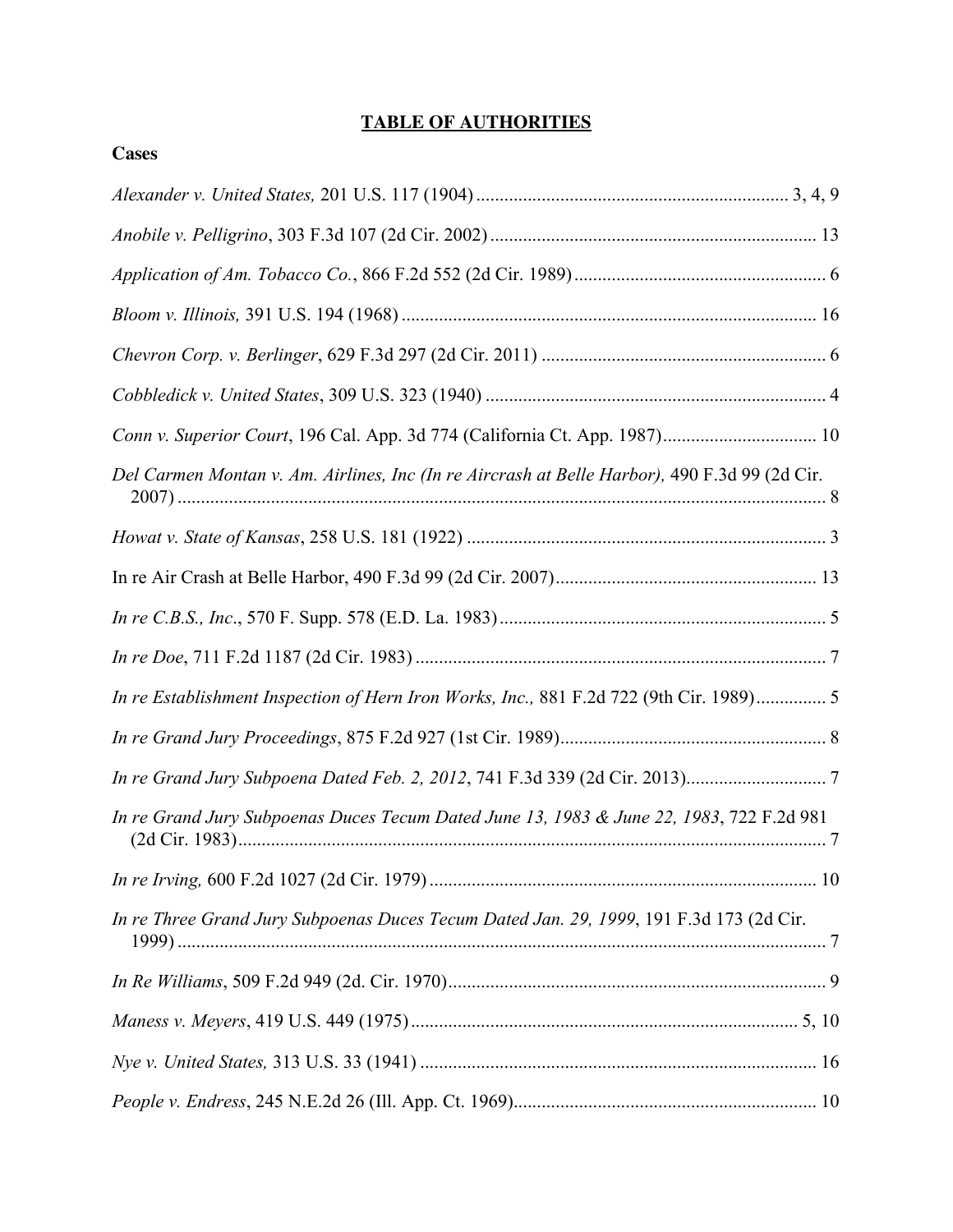# **TABLE OF AUTHORITIES**

**Cases**

*Alexander v. United States,* 201 U.S. 117 (1904) .................................................................. 3, 4, 9

*Anobile v. Pelligrino*, 303 F.3d 107 (2d Cir. 2002) ..................................................................... 13

*Application of Am. Tobacco Co.*, 866 F.2d 552 (2d Cir. 1989) ...................................................... 6

*Bloom v. Illinois,* 391 U.S. 194 (1968) ........................................................................................ 16

*Chevron Corp. v. Berlinger*, 629 F.3d 297 (2d Cir. 2011) ............................................................ 6

*Cobbledick v. United States*, 309 U.S. 323 (1940) ........................................................................ 4

*Conn v. Superior Court*, 196 Cal. App. 3d 774 (California Ct. App. 1987)................................. 10

*Del Carmen Montan v. Am. Airlines, Inc (In re Aircrash at Belle Harbor),* 490 F.3d 99 (2d Cir. 2007) .......................................................................................................................................... 8

*Howat v. State of Kansas*, 258 U.S. 181 (1922) ............................................................................ 3

In re Air Crash at Belle Harbor, 490 F.3d 99 (2d Cir. 2007)........................................................ 13

*In re C.B.S., Inc*., 570 F. Supp. 578 (E.D. La. 1983)..................................................................... 5

*In re Doe*, 711 F.2d 1187 (2d Cir. 1983) ....................................................................................... 7

*In re Establishment Inspection of Hern Iron Works, Inc.,* 881 F.2d 722 (9th Cir. 1989)............... 5

*In re Grand Jury Proceedings*, 875 F.2d 927 (1st Cir. 1989)......................................................... 8

*In re Grand Jury Subpoena Dated Feb. 2, 2012*, 741 F.3d 339 (2d Cir. 2013)............................. 7

*In re Grand Jury Subpoenas Duces Tecum Dated June 13, 1983 & June 22, 1983*, 722 F.2d 981 (2d Cir. 1983)............................................................................................................................. 7

*In re Irving,* 600 F.2d 1027 (2d Cir. 1979) .................................................................................. 10

*In re Three Grand Jury Subpoenas Duces Tecum Dated Jan. 29, 1999*, 191 F.3d 173 (2d Cir. 1999) .......................................................................................................................................... 7

*In Re Williams*, 509 F.2d 949 (2d. Cir. 1970)................................................................................ 9

*Maness v. Meyers*, 419 U.S. 449 (1975) .................................................................................. 5, 10

*Nye v. United States,* 313 U.S. 33 (1941) .................................................................................... 16

*People v. Endress*, 245 N.E.2d 26 (Ill. App. Ct. 1969)................................................................ 10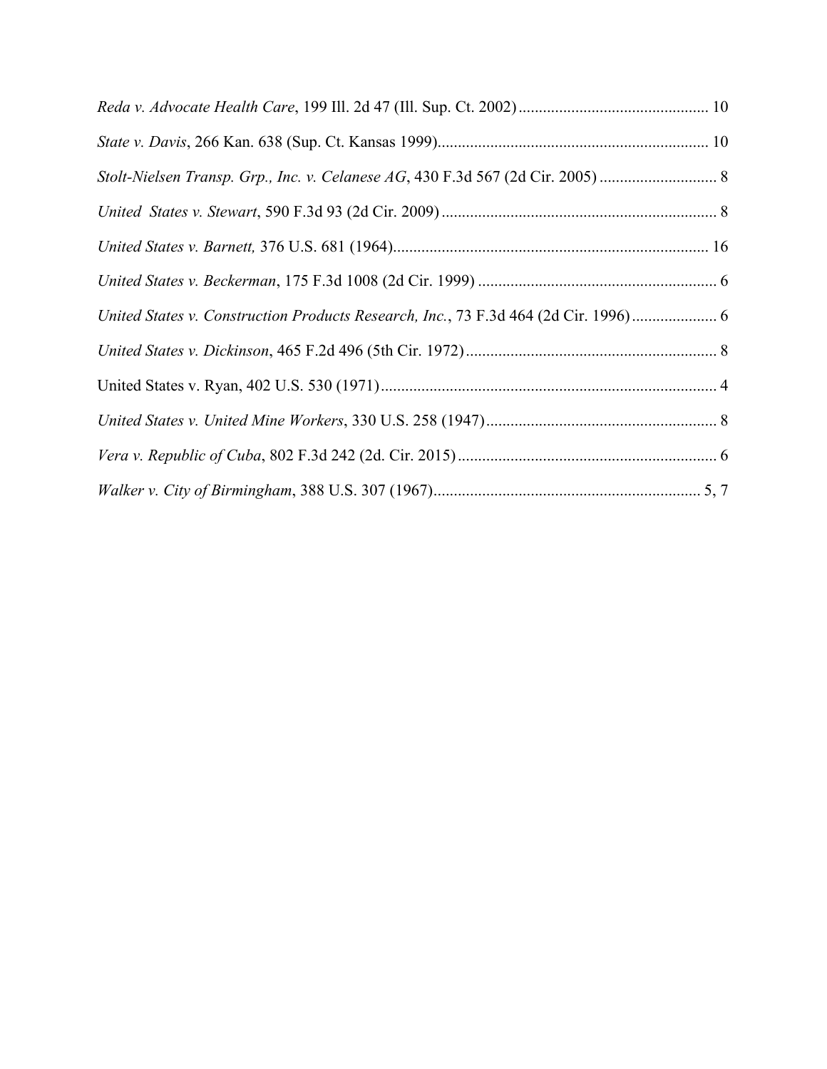*Reda v. Advocate Health Care*, 199 Ill. 2d 47 (Ill. Sup. Ct. 2002) .............................................. 10

*State v. Davis*, 266 Kan. 638 (Sup. Ct. Kansas 1999)................................................................... 10

*Stolt-Nielsen Transp. Grp., Inc. v. Celanese AG*, 430 F.3d 567 (2d Cir. 2005) ............................ 8

*United States v. Stewart*, 590 F.3d 93 (2d Cir. 2009) .................................................................... 8

*United States v. Barnett,* 376 U.S. 681 (1964)............................................................................. 16

*United States v. Beckerman*, 175 F.3d 1008 (2d Cir. 1999) ........................................................... 6

*United States v. Construction Products Research, Inc.*, 73 F.3d 464 (2d Cir. 1996)..................... 6

*United States v. Dickinson*, 465 F.2d 496 (5th Cir. 1972).............................................................. 8

United States v. Ryan, 402 U.S. 530 (1971).................................................................................... 4

*United States v. United Mine Workers*, 330 U.S. 258 (1947)......................................................... 8

*Vera v. Republic of Cuba*, 802 F.3d 242 (2d. Cir. 2015)................................................................ 6

*Walker v. City of Birmingham*, 388 U.S. 307 (1967).................................................................. 5, 7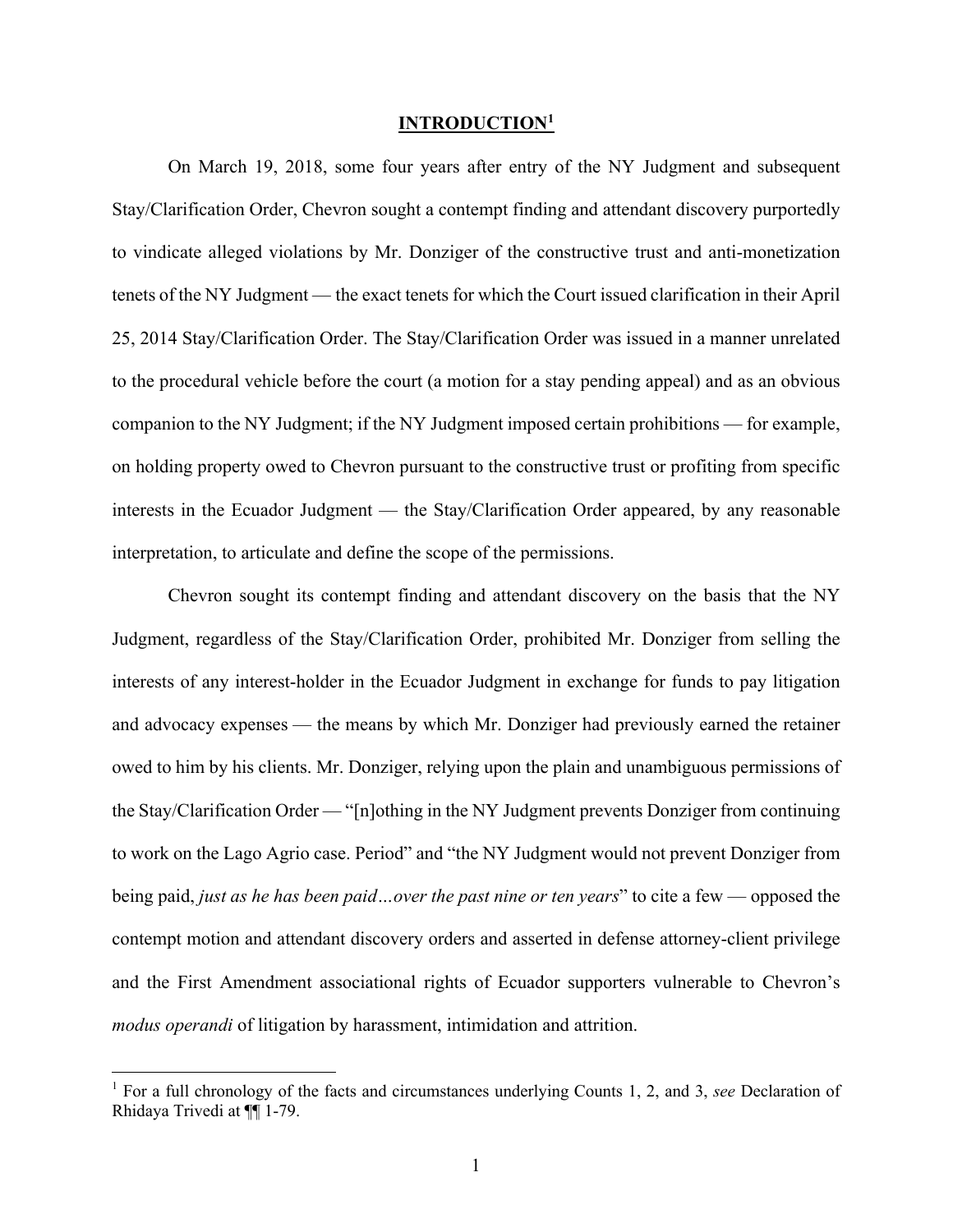# **INTRODUCTION**[1]

On March 19, 2018, some four years after entry of the NY Judgment and subsequent Stay/Clarification Order, Chevron sought a contempt finding and attendant discovery purportedly to vindicate alleged violations by Mr. Donziger of the constructive trust and anti-monetization tenets of the NY Judgment — the exact tenets for which the Court issued clarification in their April 25, 2014 Stay/Clarification Order. The Stay/Clarification Order was issued in a manner unrelated to the procedural vehicle before the court (a motion for a stay pending appeal) and as an obvious companion to the NY Judgment; if the NY Judgment imposed certain prohibitions — for example, on holding property owed to Chevron pursuant to the constructive trust or profiting from specific interests in the Ecuador Judgment — the Stay/Clarification Order appeared, by any reasonable interpretation, to articulate and define the scope of the permissions.

Chevron sought its contempt finding and attendant discovery on the basis that the NY Judgment, regardless of the Stay/Clarification Order, prohibited Mr. Donziger from selling the interests of any interest-holder in the Ecuador Judgment in exchange for funds to pay litigation and advocacy expenses — the means by which Mr. Donziger had previously earned the retainer owed to him by his clients. Mr. Donziger, relying upon the plain and unambiguous permissions of the Stay/Clarification Order — "[n]othing in the NY Judgment prevents Donziger from continuing to work on the Lago Agrio case. Period" and "the NY Judgment would not prevent Donziger from being paid, *just as he has been paid…over the past nine or ten years*" to cite a few — opposed the contempt motion and attendant discovery orders and asserted in defense attorney-client privilege and the First Amendment associational rights of Ecuador supporters vulnerable to Chevron's *modus operandi* of litigation by harassment, intimidation and attrition.

---

[1] For a full chronology of the facts and circumstances underlying Counts 1, 2, and 3, *see* Declaration of Rhidaya Trivedi at ¶¶ 1-79.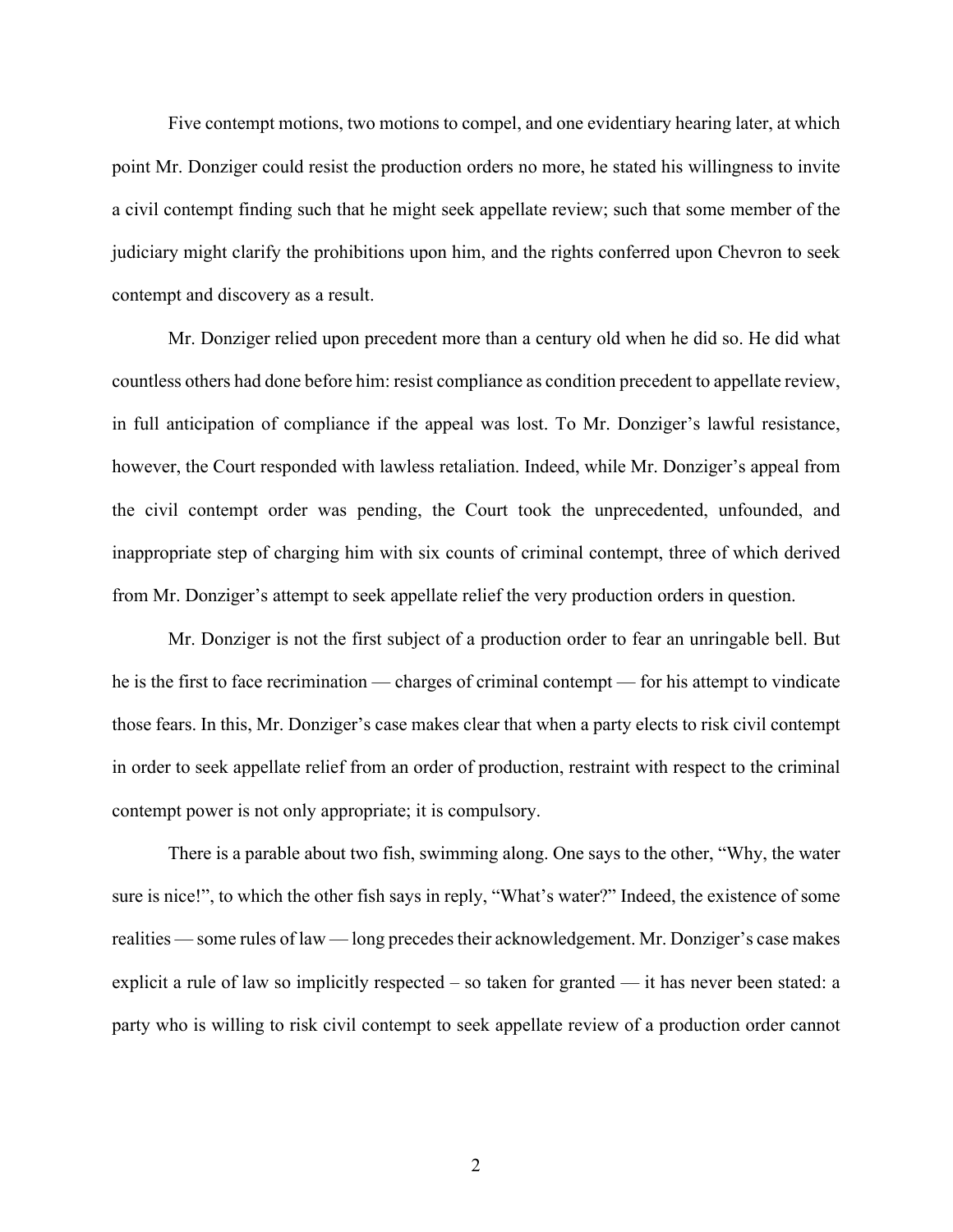Five contempt motions, two motions to compel, and one evidentiary hearing later, at which point Mr. Donziger could resist the production orders no more, he stated his willingness to invite a civil contempt finding such that he might seek appellate review; such that some member of the judiciary might clarify the prohibitions upon him, and the rights conferred upon Chevron to seek contempt and discovery as a result.

Mr. Donziger relied upon precedent more than a century old when he did so. He did what countless others had done before him: resist compliance as condition precedent to appellate review, in full anticipation of compliance if the appeal was lost. To Mr. Donziger's lawful resistance, however, the Court responded with lawless retaliation. Indeed, while Mr. Donziger's appeal from the civil contempt order was pending, the Court took the unprecedented, unfounded, and inappropriate step of charging him with six counts of criminal contempt, three of which derived from Mr. Donziger's attempt to seek appellate relief the very production orders in question.

Mr. Donziger is not the first subject of a production order to fear an unringable bell. But he is the first to face recrimination — charges of criminal contempt — for his attempt to vindicate those fears. In this, Mr. Donziger's case makes clear that when a party elects to risk civil contempt in order to seek appellate relief from an order of production, restraint with respect to the criminal contempt power is not only appropriate; it is compulsory.

There is a parable about two fish, swimming along. One says to the other, "Why, the water sure is nice!", to which the other fish says in reply, "What's water?" Indeed, the existence of some realities — some rules of law — long precedes their acknowledgement. Mr. Donziger's case makes explicit a rule of law so implicitly respected – so taken for granted — it has never been stated: a party who is willing to risk civil contempt to seek appellate review of a production order cannot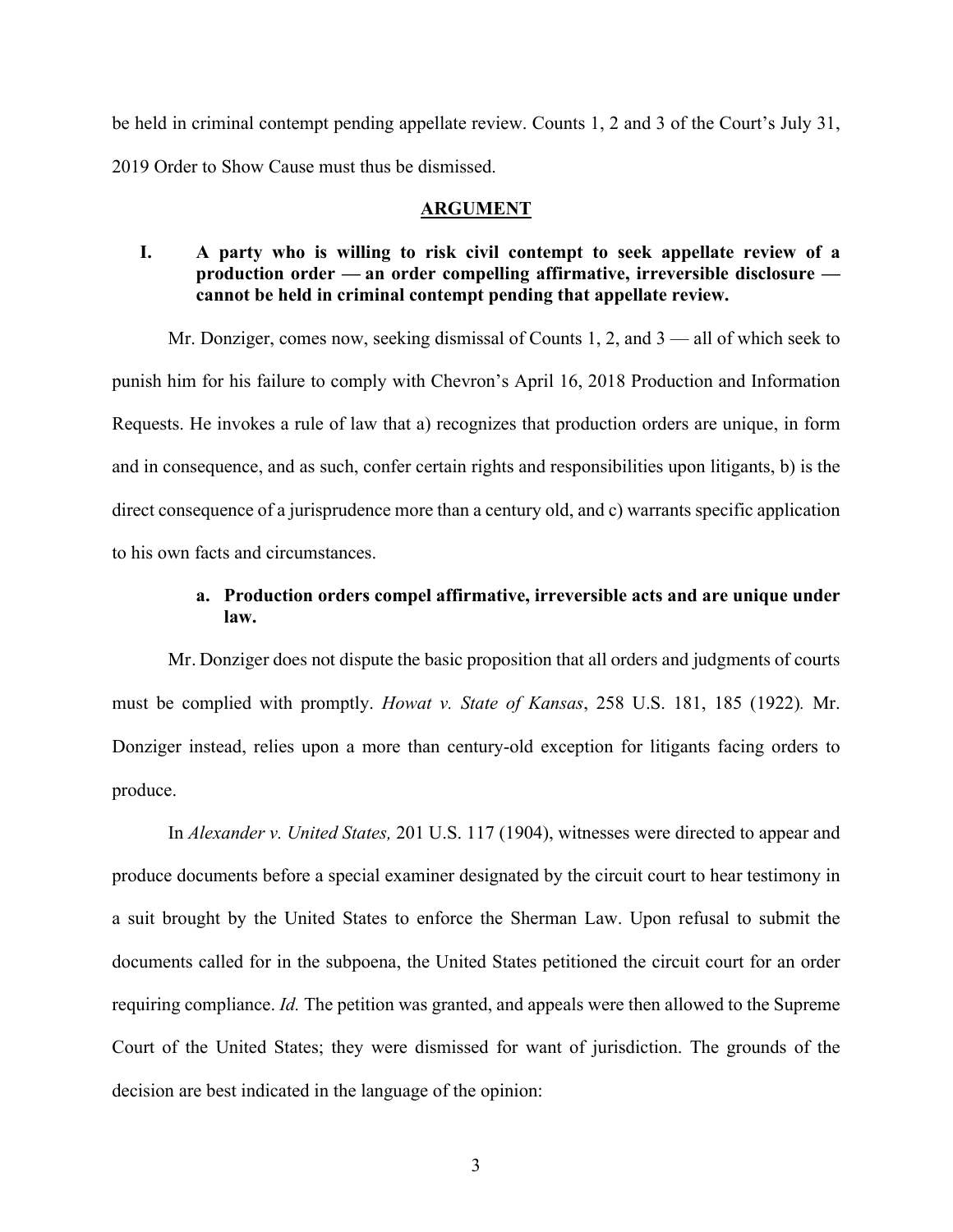be held in criminal contempt pending appellate review. Counts 1, 2 and 3 of the Court's July 31, 2019 Order to Show Cause must thus be dismissed.

## ARGUMENT

### I. A party who is willing to risk civil contempt to seek appellate review of a production order — an order compelling affirmative, irreversible disclosure — cannot be held in criminal contempt pending that appellate review.

Mr. Donziger, comes now, seeking dismissal of Counts 1, 2, and 3 — all of which seek to punish him for his failure to comply with Chevron's April 16, 2018 Production and Information Requests. He invokes a rule of law that a) recognizes that production orders are unique, in form and in consequence, and as such, confer certain rights and responsibilities upon litigants, b) is the direct consequence of a jurisprudence more than a century old, and c) warrants specific application to his own facts and circumstances.

#### a. Production orders compel affirmative, irreversible acts and are unique under law.

Mr. Donziger does not dispute the basic proposition that all orders and judgments of courts must be complied with promptly. *Howat v. State of Kansas*, 258 U.S. 181, 185 (1922)*.* Mr. Donziger instead, relies upon a more than century-old exception for litigants facing orders to produce.

In *Alexander v. United States,* 201 U.S. 117 (1904), witnesses were directed to appear and produce documents before a special examiner designated by the circuit court to hear testimony in a suit brought by the United States to enforce the Sherman Law. Upon refusal to submit the documents called for in the subpoena, the United States petitioned the circuit court for an order requiring compliance. *Id.* The petition was granted, and appeals were then allowed to the Supreme Court of the United States; they were dismissed for want of jurisdiction. The grounds of the decision are best indicated in the language of the opinion: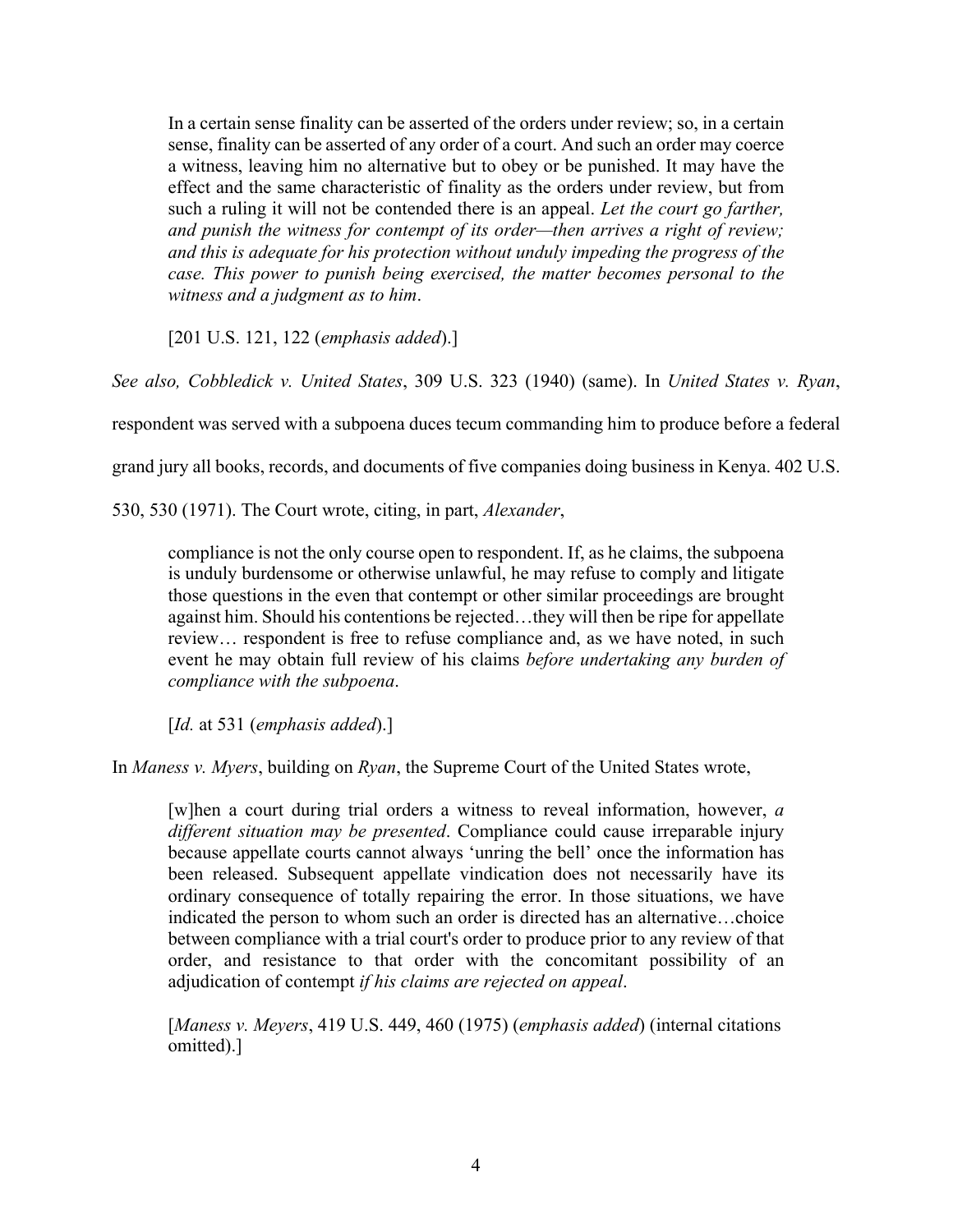> In a certain sense finality can be asserted of the orders under review; so, in a certain sense, finality can be asserted of any order of a court. And such an order may coerce a witness, leaving him no alternative but to obey or be punished. It may have the effect and the same characteristic of finality as the orders under review, but from such a ruling it will not be contended there is an appeal. *Let the court go farther, and punish the witness for contempt of its order—then arrives a right of review; and this is adequate for his protection without unduly impeding the progress of the case. This power to punish being exercised, the matter becomes personal to the witness and a judgment as to him*.
>
> [201 U.S. 121, 122 (*emphasis added*).]

*See also, Cobbledick v. United States*, 309 U.S. 323 (1940) (same). In *United States v. Ryan*, respondent was served with a subpoena duces tecum commanding him to produce before a federal grand jury all books, records, and documents of five companies doing business in Kenya. 402 U.S. 530, 530 (1971). The Court wrote, citing, in part, *Alexander*,

> compliance is not the only course open to respondent. If, as he claims, the subpoena is unduly burdensome or otherwise unlawful, he may refuse to comply and litigate those questions in the even that contempt or other similar proceedings are brought against him. Should his contentions be rejected…they will then be ripe for appellate review… respondent is free to refuse compliance and, as we have noted, in such event he may obtain full review of his claims *before undertaking any burden of compliance with the subpoena*.
>
> [*Id.* at 531 (*emphasis added*).]

In *Maness v. Myers*, building on *Ryan*, the Supreme Court of the United States wrote,

> [w]hen a court during trial orders a witness to reveal information, however, *a different situation may be presented*. Compliance could cause irreparable injury because appellate courts cannot always 'unring the bell' once the information has been released. Subsequent appellate vindication does not necessarily have its ordinary consequence of totally repairing the error. In those situations, we have indicated the person to whom such an order is directed has an alternative…choice between compliance with a trial court's order to produce prior to any review of that order, and resistance to that order with the concomitant possibility of an adjudication of contempt *if his claims are rejected on appeal*.
>
> [*Maness v. Meyers*, 419 U.S. 449, 460 (1975) (*emphasis added*) (internal citations omitted).]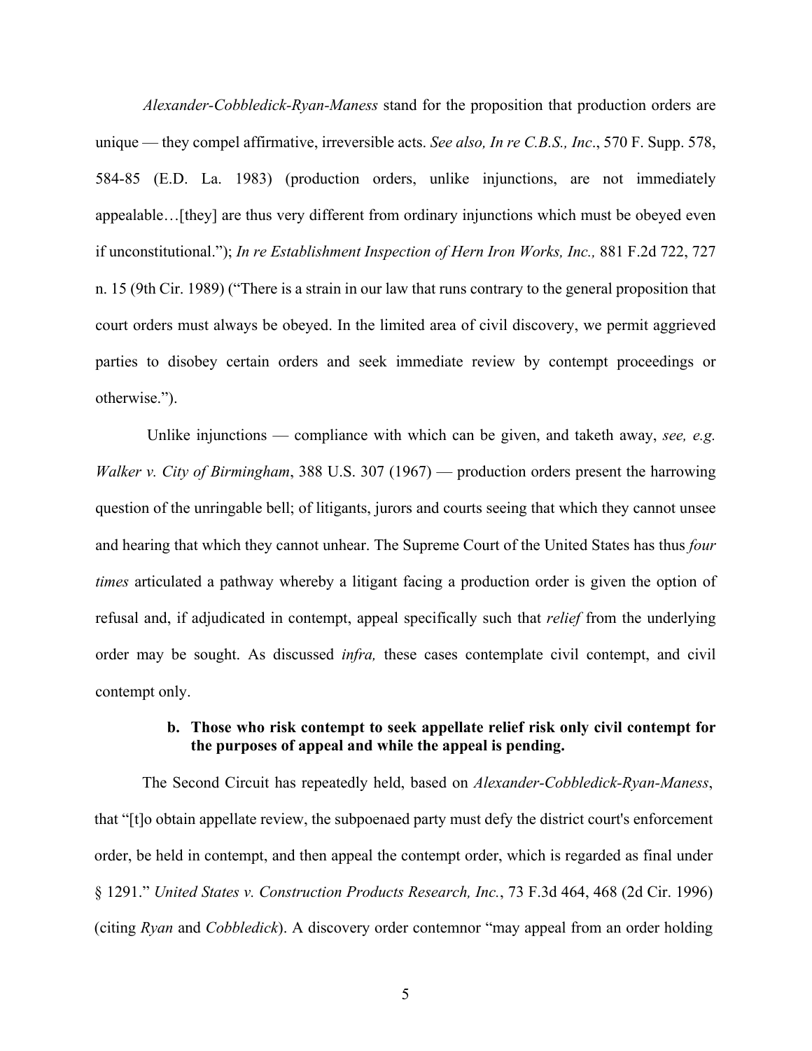*Alexander-Cobbledick-Ryan-Maness* stand for the proposition that production orders are unique — they compel affirmative, irreversible acts. *See also, In re C.B.S., Inc*., 570 F. Supp. 578, 584-85 (E.D. La. 1983) (production orders, unlike injunctions, are not immediately appealable…[they] are thus very different from ordinary injunctions which must be obeyed even if unconstitutional."); *In re Establishment Inspection of Hern Iron Works, Inc.,* 881 F.2d 722, 727 n. 15 (9th Cir. 1989) ("There is a strain in our law that runs contrary to the general proposition that court orders must always be obeyed. In the limited area of civil discovery, we permit aggrieved parties to disobey certain orders and seek immediate review by contempt proceedings or otherwise.").

Unlike injunctions — compliance with which can be given, and taketh away, *see, e.g. Walker v. City of Birmingham*, 388 U.S. 307 (1967) — production orders present the harrowing question of the unringable bell; of litigants, jurors and courts seeing that which they cannot unsee and hearing that which they cannot unhear. The Supreme Court of the United States has thus *four times* articulated a pathway whereby a litigant facing a production order is given the option of refusal and, if adjudicated in contempt, appeal specifically such that *relief* from the underlying order may be sought. As discussed *infra,* these cases contemplate civil contempt, and civil contempt only.

**b. Those who risk contempt to seek appellate relief risk only civil contempt for the purposes of appeal and while the appeal is pending.**

The Second Circuit has repeatedly held, based on *Alexander-Cobbledick-Ryan-Maness*, that "[t]o obtain appellate review, the subpoenaed party must defy the district court's enforcement order, be held in contempt, and then appeal the contempt order, which is regarded as final under § 1291." *United States v. Construction Products Research, Inc.*, 73 F.3d 464, 468 (2d Cir. 1996) (citing *Ryan* and *Cobbledick*). A discovery order contemnor "may appeal from an order holding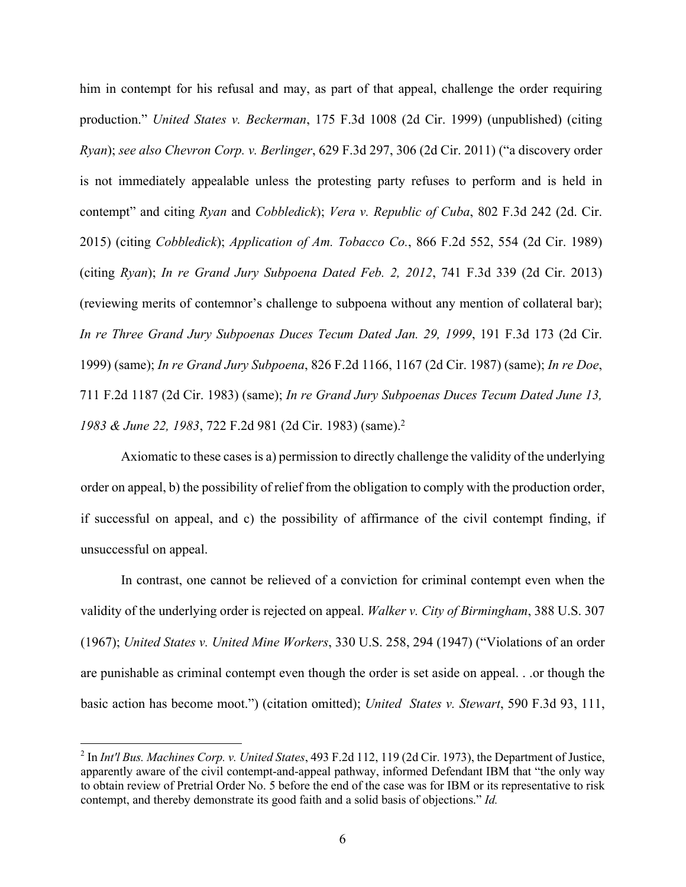him in contempt for his refusal and may, as part of that appeal, challenge the order requiring production." *United States v. Beckerman*, 175 F.3d 1008 (2d Cir. 1999) (unpublished) (citing *Ryan*); *see also Chevron Corp. v. Berlinger*, 629 F.3d 297, 306 (2d Cir. 2011) ("a discovery order is not immediately appealable unless the protesting party refuses to perform and is held in contempt" and citing *Ryan* and *Cobbledick*); *Vera v. Republic of Cuba*, 802 F.3d 242 (2d. Cir. 2015) (citing *Cobbledick*); *Application of Am. Tobacco Co.*, 866 F.2d 552, 554 (2d Cir. 1989) (citing *Ryan*); *In re Grand Jury Subpoena Dated Feb. 2, 2012*, 741 F.3d 339 (2d Cir. 2013) (reviewing merits of contemnor's challenge to subpoena without any mention of collateral bar); *In re Three Grand Jury Subpoenas Duces Tecum Dated Jan. 29, 1999*, 191 F.3d 173 (2d Cir. 1999) (same); *In re Grand Jury Subpoena*, 826 F.2d 1166, 1167 (2d Cir. 1987) (same); *In re Doe*, 711 F.2d 1187 (2d Cir. 1983) (same); *In re Grand Jury Subpoenas Duces Tecum Dated June 13, 1983 & June 22, 1983*, 722 F.2d 981 (2d Cir. 1983) (same).[2]

Axiomatic to these cases is a) permission to directly challenge the validity of the underlying order on appeal, b) the possibility of relief from the obligation to comply with the production order, if successful on appeal, and c) the possibility of affirmance of the civil contempt finding, if unsuccessful on appeal.

In contrast, one cannot be relieved of a conviction for criminal contempt even when the validity of the underlying order is rejected on appeal. *Walker v. City of Birmingham*, 388 U.S. 307 (1967); *United States v. United Mine Workers*, 330 U.S. 258, 294 (1947) ("Violations of an order are punishable as criminal contempt even though the order is set aside on appeal. . .or though the basic action has become moot.") (citation omitted); *United States v. Stewart*, 590 F.3d 93, 111,

---

[2] In *Int'l Bus. Machines Corp. v. United States*, 493 F.2d 112, 119 (2d Cir. 1973), the Department of Justice, apparently aware of the civil contempt-and-appeal pathway, informed Defendant IBM that "the only way to obtain review of Pretrial Order No. 5 before the end of the case was for IBM or its representative to risk contempt, and thereby demonstrate its good faith and a solid basis of objections." *Id.*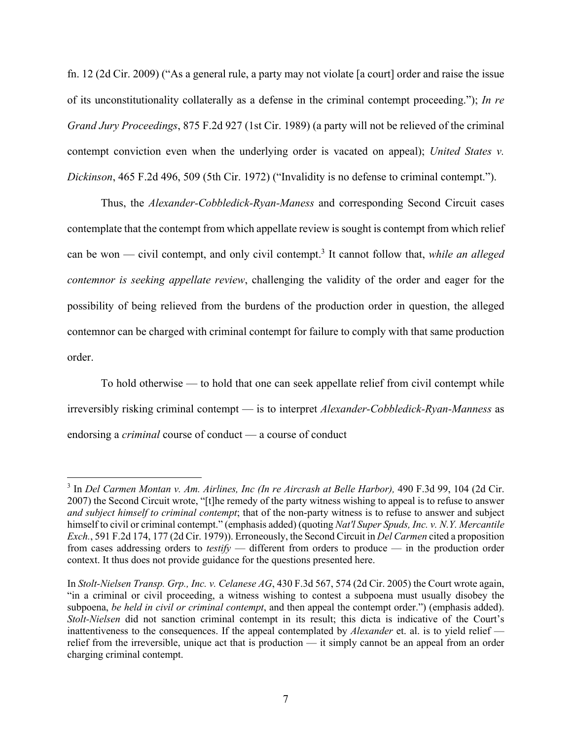fn. 12 (2d Cir. 2009) ("As a general rule, a party may not violate [a court] order and raise the issue of its unconstitutionality collaterally as a defense in the criminal contempt proceeding."); *In re Grand Jury Proceedings*, 875 F.2d 927 (1st Cir. 1989) (a party will not be relieved of the criminal contempt conviction even when the underlying order is vacated on appeal); *United States v. Dickinson*, 465 F.2d 496, 509 (5th Cir. 1972) ("Invalidity is no defense to criminal contempt.").

Thus, the *Alexander-Cobbledick-Ryan-Maness* and corresponding Second Circuit cases contemplate that the contempt from which appellate review is sought is contempt from which relief can be won — civil contempt, and only civil contempt.[3] It cannot follow that, *while an alleged contemnor is seeking appellate review*, challenging the validity of the order and eager for the possibility of being relieved from the burdens of the production order in question, the alleged contemnor can be charged with criminal contempt for failure to comply with that same production order.

To hold otherwise — to hold that one can seek appellate relief from civil contempt while irreversibly risking criminal contempt — is to interpret *Alexander-Cobbledick-Ryan-Manness* as endorsing a *criminal* course of conduct — a course of conduct

---

[3] In *Del Carmen Montan v. Am. Airlines, Inc (In re Aircrash at Belle Harbor),* 490 F.3d 99, 104 (2d Cir. 2007) the Second Circuit wrote, "[t]he remedy of the party witness wishing to appeal is to refuse to answer *and subject himself to criminal contempt*; that of the non-party witness is to refuse to answer and subject himself to civil or criminal contempt." (emphasis added) (quoting *Nat'l Super Spuds, Inc. v. N.Y. Mercantile Exch.*, 591 F.2d 174, 177 (2d Cir. 1979)). Erroneously, the Second Circuit in *Del Carmen* cited a proposition from cases addressing orders to *testify* — different from orders to produce — in the production order context. It thus does not provide guidance for the questions presented here.

In *Stolt-Nielsen Transp. Grp., Inc. v. Celanese AG*, 430 F.3d 567, 574 (2d Cir. 2005) the Court wrote again, "in a criminal or civil proceeding, a witness wishing to contest a subpoena must usually disobey the subpoena, *be held in civil or criminal contempt*, and then appeal the contempt order.") (emphasis added). *Stolt-Nielsen* did not sanction criminal contempt in its result; this dicta is indicative of the Court's inattentiveness to the consequences. If the appeal contemplated by *Alexander* et. al. is to yield relief — relief from the irreversible, unique act that is production — it simply cannot be an appeal from an order charging criminal contempt.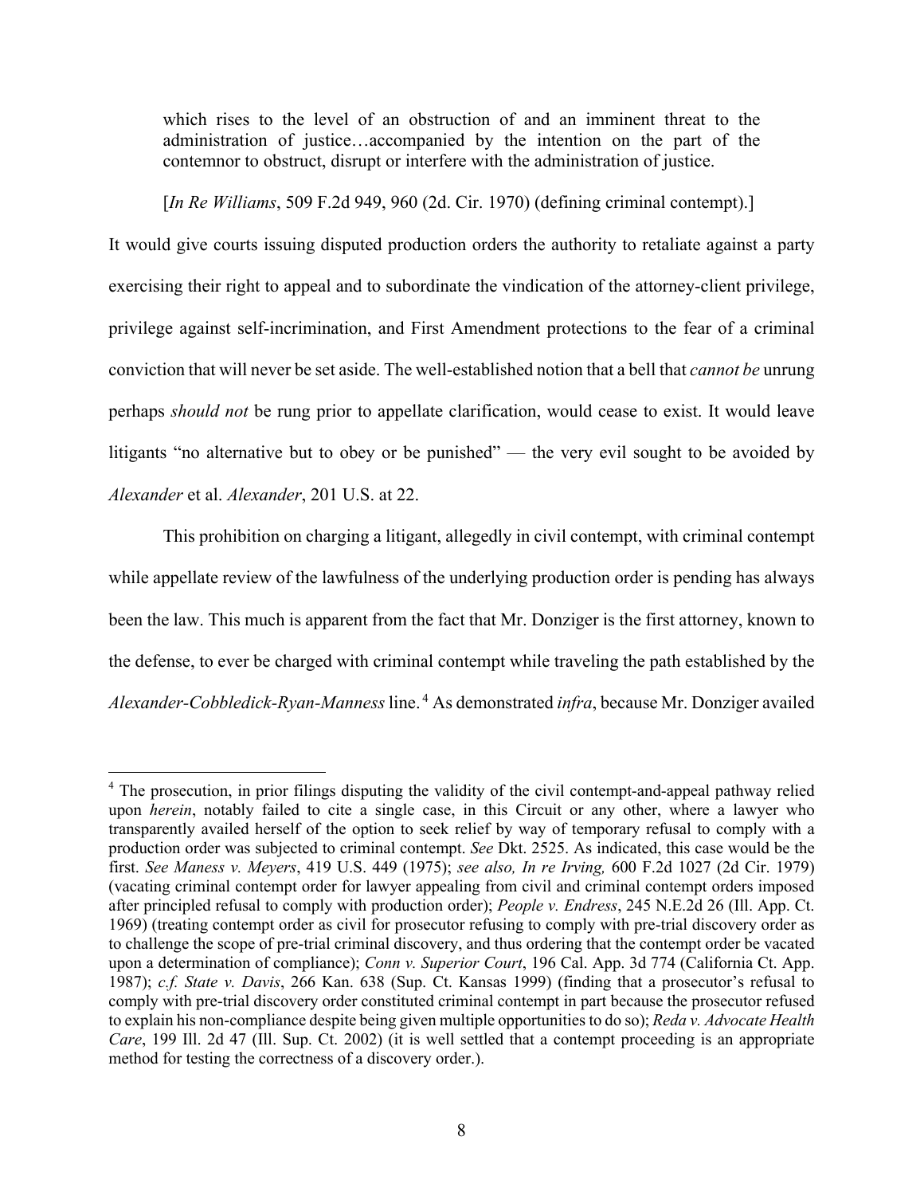> which rises to the level of an obstruction of and an imminent threat to the administration of justice…accompanied by the intention on the part of the contemnor to obstruct, disrupt or interfere with the administration of justice.
>
> [*In Re Williams*, 509 F.2d 949, 960 (2d. Cir. 1970) (defining criminal contempt).]

It would give courts issuing disputed production orders the authority to retaliate against a party exercising their right to appeal and to subordinate the vindication of the attorney-client privilege, privilege against self-incrimination, and First Amendment protections to the fear of a criminal conviction that will never be set aside. The well-established notion that a bell that *cannot be* unrung perhaps *should not* be rung prior to appellate clarification, would cease to exist. It would leave litigants "no alternative but to obey or be punished" — the very evil sought to be avoided by *Alexander* et al. *Alexander*, 201 U.S. at 22.

This prohibition on charging a litigant, allegedly in civil contempt, with criminal contempt while appellate review of the lawfulness of the underlying production order is pending has always been the law. This much is apparent from the fact that Mr. Donziger is the first attorney, known to the defense, to ever be charged with criminal contempt while traveling the path established by the *Alexander-Cobbledick-Ryan-Maness* line.[4] As demonstrated *infra*, because Mr. Donziger availed

---

[4] The prosecution, in prior filings disputing the validity of the civil contempt-and-appeal pathway relied upon *herein*, notably failed to cite a single case, in this Circuit or any other, where a lawyer who transparently availed herself of the option to seek relief by way of temporary refusal to comply with a production order was subjected to criminal contempt. *See* Dkt. 2525. As indicated, this case would be the first. *See Maness v. Meyers*, 419 U.S. 449 (1975); *see also, In re Irving,* 600 F.2d 1027 (2d Cir. 1979) (vacating criminal contempt order for lawyer appealing from civil and criminal contempt orders imposed after principled refusal to comply with production order); *People v. Endress*, 245 N.E.2d 26 (Ill. App. Ct. 1969) (treating contempt order as civil for prosecutor refusing to comply with pre-trial discovery order as to challenge the scope of pre-trial criminal discovery, and thus ordering that the contempt order be vacated upon a determination of compliance); *Conn v. Superior Court*, 196 Cal. App. 3d 774 (California Ct. App. 1987); *c.f. State v. Davis*, 266 Kan. 638 (Sup. Ct. Kansas 1999) (finding that a prosecutor's refusal to comply with pre-trial discovery order constituted criminal contempt in part because the prosecutor refused to explain his non-compliance despite being given multiple opportunities to do so); *Reda v. Advocate Health Care*, 199 Ill. 2d 47 (Ill. Sup. Ct. 2002) (it is well settled that a contempt proceeding is an appropriate method for testing the correctness of a discovery order.).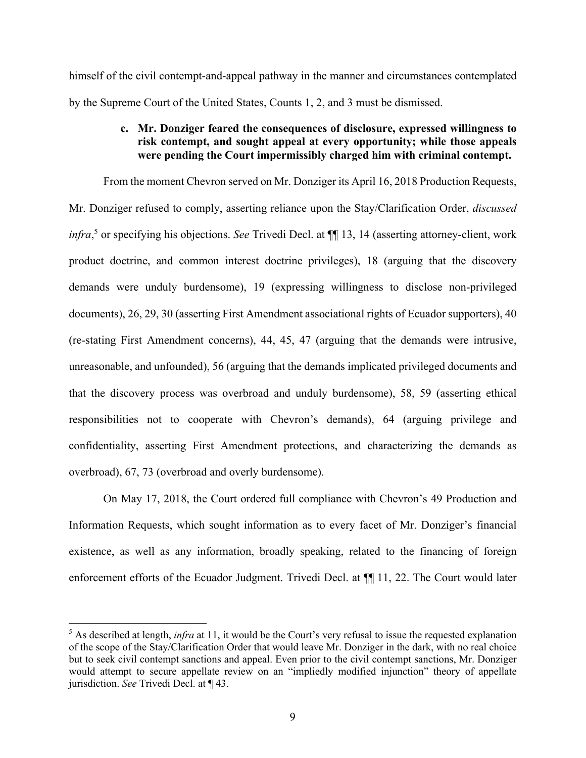himself of the civil contempt-and-appeal pathway in the manner and circumstances contemplated by the Supreme Court of the United States, Counts 1, 2, and 3 must be dismissed.

**c. Mr. Donziger feared the consequences of disclosure, expressed willingness to risk contempt, and sought appeal at every opportunity; while those appeals were pending the Court impermissibly charged him with criminal contempt.**

From the moment Chevron served on Mr. Donziger its April 16, 2018 Production Requests, Mr. Donziger refused to comply, asserting reliance upon the Stay/Clarification Order, *discussed infra*,[5] or specifying his objections. *See* Trivedi Decl. at ¶¶ 13, 14 (asserting attorney-client, work product doctrine, and common interest doctrine privileges), 18 (arguing that the discovery demands were unduly burdensome), 19 (expressing willingness to disclose non-privileged documents), 26, 29, 30 (asserting First Amendment associational rights of Ecuador supporters), 40 (re-stating First Amendment concerns), 44, 45, 47 (arguing that the demands were intrusive, unreasonable, and unfounded), 56 (arguing that the demands implicated privileged documents and that the discovery process was overbroad and unduly burdensome), 58, 59 (asserting ethical responsibilities not to cooperate with Chevron's demands), 64 (arguing privilege and confidentiality, asserting First Amendment protections, and characterizing the demands as overbroad), 67, 73 (overbroad and overly burdensome).

On May 17, 2018, the Court ordered full compliance with Chevron's 49 Production and Information Requests, which sought information as to every facet of Mr. Donziger's financial existence, as well as any information, broadly speaking, related to the financing of foreign enforcement efforts of the Ecuador Judgment. Trivedi Decl. at ¶¶ 11, 22. The Court would later

---

[5] As described at length, *infra* at 11, it would be the Court's very refusal to issue the requested explanation of the scope of the Stay/Clarification Order that would leave Mr. Donziger in the dark, with no real choice but to seek civil contempt sanctions and appeal. Even prior to the civil contempt sanctions, Mr. Donziger would attempt to secure appellate review on an "impliedly modified injunction" theory of appellate jurisdiction. *See* Trivedi Decl. at ¶ 43.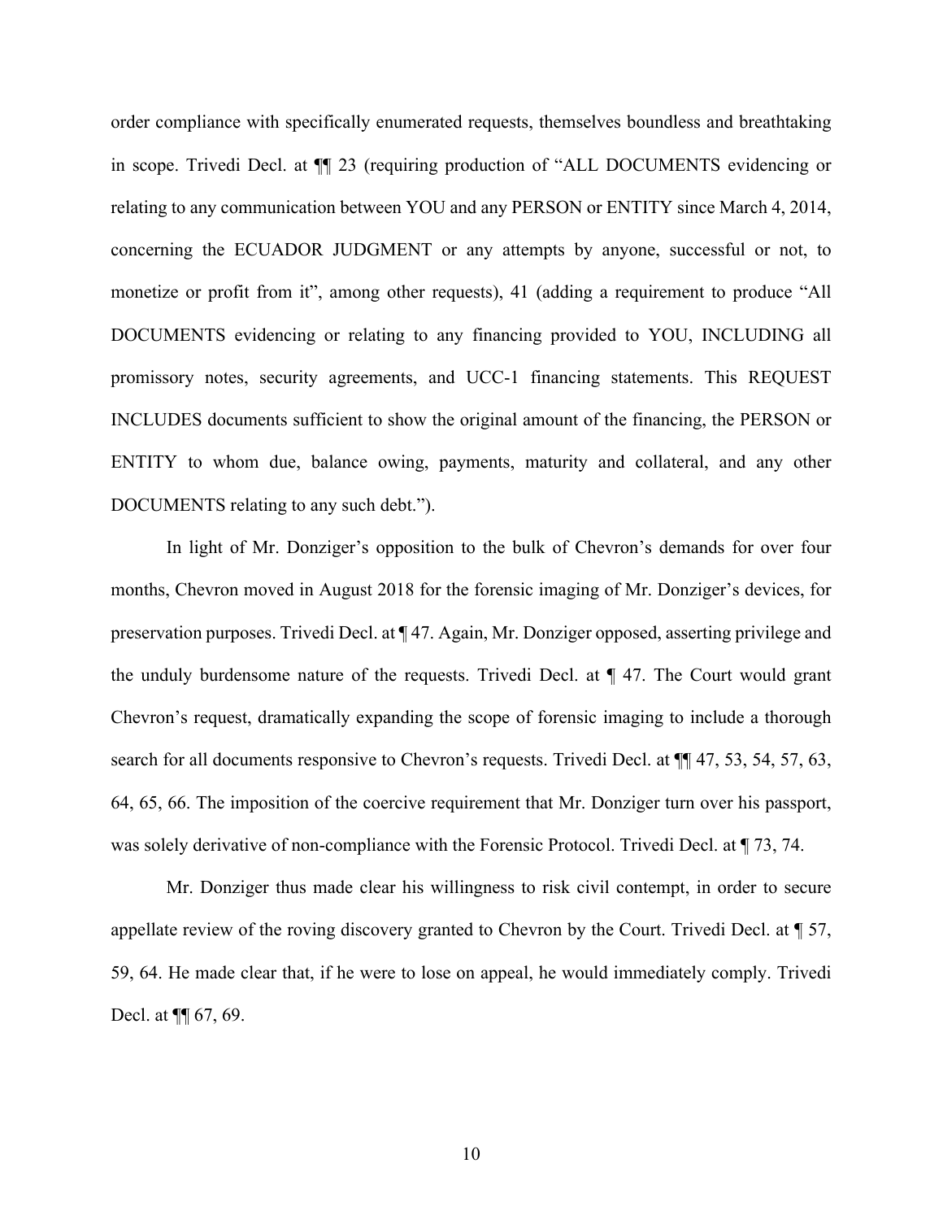order compliance with specifically enumerated requests, themselves boundless and breathtaking in scope. Trivedi Decl. at ¶¶ 23 (requiring production of "ALL DOCUMENTS evidencing or relating to any communication between YOU and any PERSON or ENTITY since March 4, 2014, concerning the ECUADOR JUDGMENT or any attempts by anyone, successful or not, to monetize or profit from it", among other requests), 41 (adding a requirement to produce "All DOCUMENTS evidencing or relating to any financing provided to YOU, INCLUDING all promissory notes, security agreements, and UCC-1 financing statements. This REQUEST INCLUDES documents sufficient to show the original amount of the financing, the PERSON or ENTITY to whom due, balance owing, payments, maturity and collateral, and any other DOCUMENTS relating to any such debt.").

In light of Mr. Donziger's opposition to the bulk of Chevron's demands for over four months, Chevron moved in August 2018 for the forensic imaging of Mr. Donziger's devices, for preservation purposes. Trivedi Decl. at ¶ 47. Again, Mr. Donziger opposed, asserting privilege and the unduly burdensome nature of the requests. Trivedi Decl. at ¶ 47. The Court would grant Chevron's request, dramatically expanding the scope of forensic imaging to include a thorough search for all documents responsive to Chevron's requests. Trivedi Decl. at ¶¶ 47, 53, 54, 57, 63, 64, 65, 66. The imposition of the coercive requirement that Mr. Donziger turn over his passport, was solely derivative of non-compliance with the Forensic Protocol. Trivedi Decl. at ¶ 73, 74.

Mr. Donziger thus made clear his willingness to risk civil contempt, in order to secure appellate review of the roving discovery granted to Chevron by the Court. Trivedi Decl. at ¶ 57, 59, 64. He made clear that, if he were to lose on appeal, he would immediately comply. Trivedi Decl. at ¶¶ 67, 69.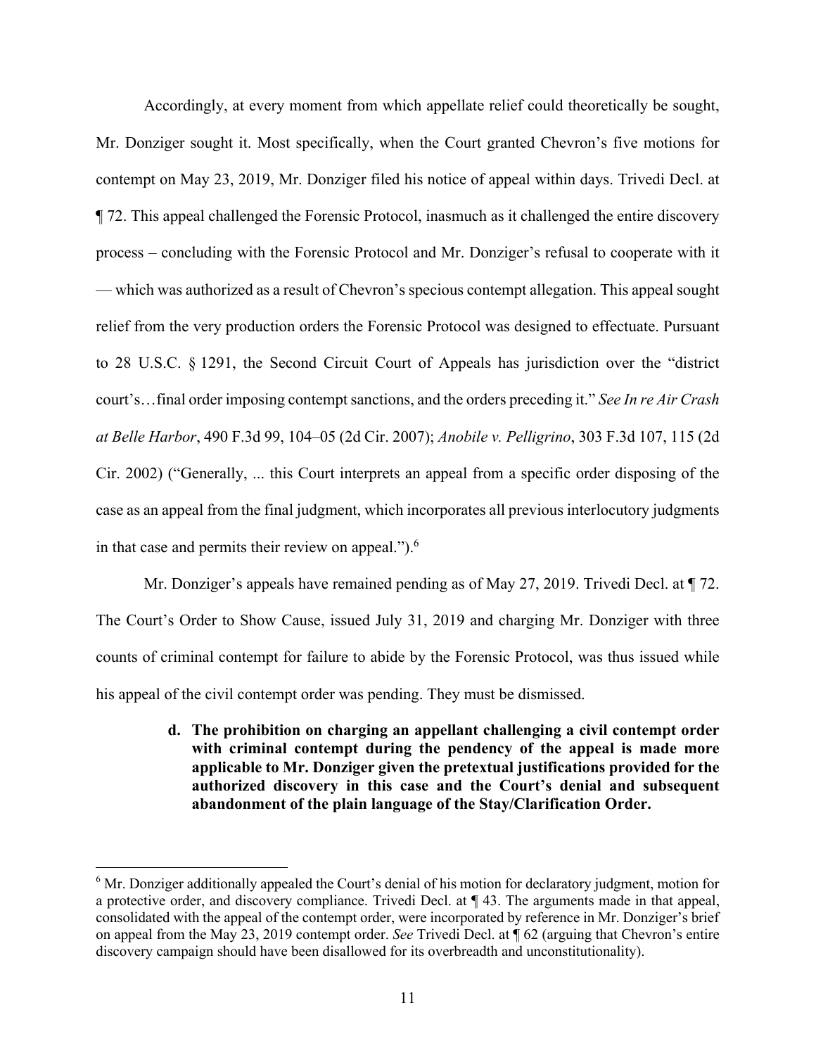Accordingly, at every moment from which appellate relief could theoretically be sought, Mr. Donziger sought it. Most specifically, when the Court granted Chevron's five motions for contempt on May 23, 2019, Mr. Donziger filed his notice of appeal within days. Trivedi Decl. at ¶ 72. This appeal challenged the Forensic Protocol, inasmuch as it challenged the entire discovery process – concluding with the Forensic Protocol and Mr. Donziger's refusal to cooperate with it — which was authorized as a result of Chevron's specious contempt allegation. This appeal sought relief from the very production orders the Forensic Protocol was designed to effectuate. Pursuant to 28 U.S.C. § 1291, the Second Circuit Court of Appeals has jurisdiction over the "district court's…final order imposing contempt sanctions, and the orders preceding it." *See In re Air Crash at Belle Harbor*, 490 F.3d 99, 104–05 (2d Cir. 2007); *Anobile v. Pelligrino*, 303 F.3d 107, 115 (2d Cir. 2002) ("Generally, ... this Court interprets an appeal from a specific order disposing of the case as an appeal from the final judgment, which incorporates all previous interlocutory judgments in that case and permits their review on appeal.").[6]

Mr. Donziger's appeals have remained pending as of May 27, 2019. Trivedi Decl. at ¶ 72. The Court's Order to Show Cause, issued July 31, 2019 and charging Mr. Donziger with three counts of criminal contempt for failure to abide by the Forensic Protocol, was thus issued while his appeal of the civil contempt order was pending. They must be dismissed.

**d. The prohibition on charging an appellant challenging a civil contempt order with criminal contempt during the pendency of the appeal is made more applicable to Mr. Donziger given the pretextual justifications provided for the authorized discovery in this case and the Court's denial and subsequent abandonment of the plain language of the Stay/Clarification Order.**

---

[6] Mr. Donziger additionally appealed the Court's denial of his motion for declaratory judgment, motion for a protective order, and discovery compliance. Trivedi Decl. at ¶ 43. The arguments made in that appeal, consolidated with the appeal of the contempt order, were incorporated by reference in Mr. Donziger's brief on appeal from the May 23, 2019 contempt order. *See* Trivedi Decl. at ¶ 62 (arguing that Chevron's entire discovery campaign should have been disallowed for its overbreadth and unconstitutionality).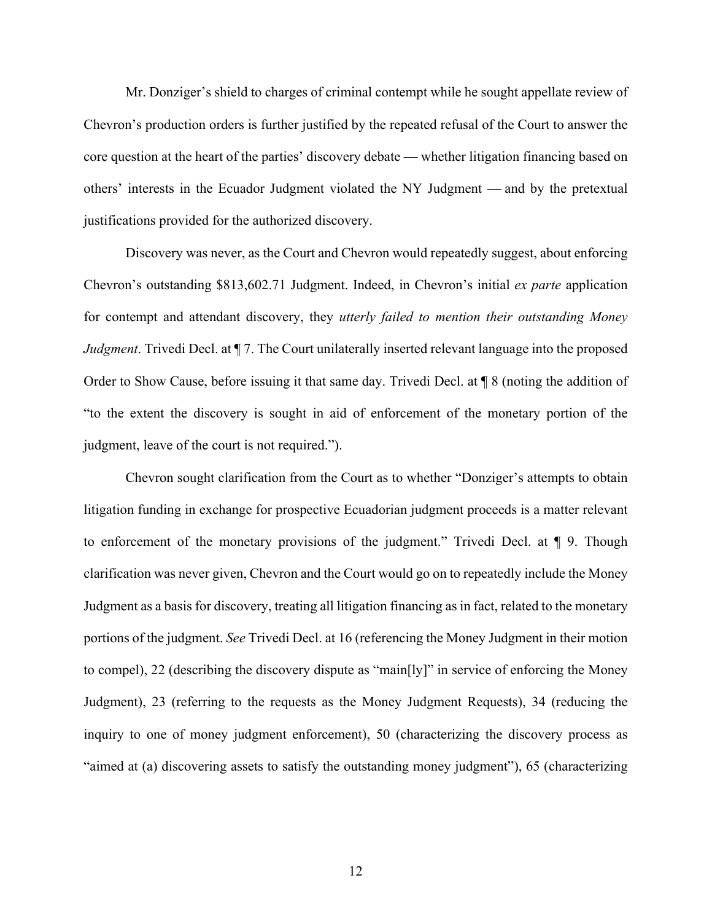Mr. Donziger's shield to charges of criminal contempt while he sought appellate review of Chevron's production orders is further justified by the repeated refusal of the Court to answer the core question at the heart of the parties' discovery debate — whether litigation financing based on others' interests in the Ecuador Judgment violated the NY Judgment — and by the pretextual justifications provided for the authorized discovery.

Discovery was never, as the Court and Chevron would repeatedly suggest, about enforcing Chevron's outstanding $813,602.71 Judgment. Indeed, in Chevron's initial *ex parte* application for contempt and attendant discovery, they *utterly failed to mention their outstanding Money Judgment*. Trivedi Decl. at ¶ 7. The Court unilaterally inserted relevant language into the proposed Order to Show Cause, before issuing it that same day. Trivedi Decl. at ¶ 8 (noting the addition of "to the extent the discovery is sought in aid of enforcement of the monetary portion of the judgment, leave of the court is not required.").

Chevron sought clarification from the Court as to whether "Donziger's attempts to obtain litigation funding in exchange for prospective Ecuadorian judgment proceeds is a matter relevant to enforcement of the monetary provisions of the judgment." Trivedi Decl. at ¶ 9. Though clarification was never given, Chevron and the Court would go on to repeatedly include the Money Judgment as a basis for discovery, treating all litigation financing as in fact, related to the monetary portions of the judgment. *See* Trivedi Decl. at 16 (referencing the Money Judgment in their motion to compel), 22 (describing the discovery dispute as "main[ly]" in service of enforcing the Money Judgment), 23 (referring to the requests as the Money Judgment Requests), 34 (reducing the inquiry to one of money judgment enforcement), 50 (characterizing the discovery process as "aimed at (a) discovering assets to satisfy the outstanding money judgment"), 65 (characterizing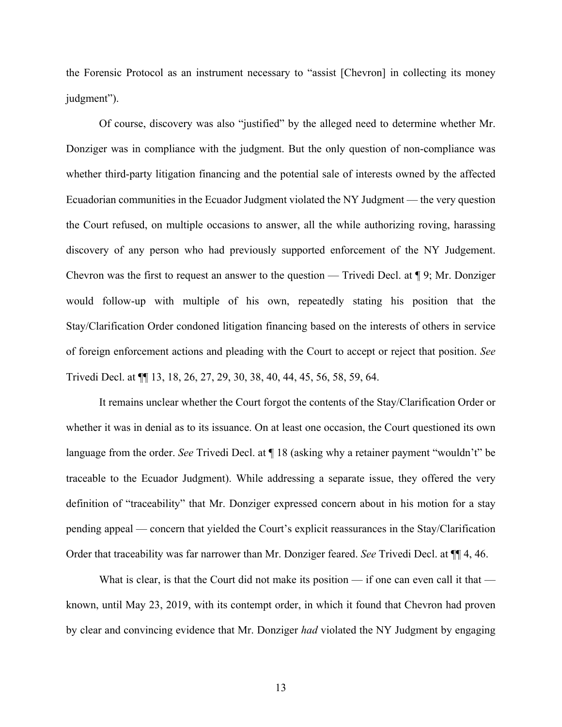the Forensic Protocol as an instrument necessary to "assist [Chevron] in collecting its money judgment").

Of course, discovery was also "justified" by the alleged need to determine whether Mr. Donziger was in compliance with the judgment. But the only question of non-compliance was whether third-party litigation financing and the potential sale of interests owned by the affected Ecuadorian communities in the Ecuador Judgment violated the NY Judgment — the very question the Court refused, on multiple occasions to answer, all the while authorizing roving, harassing discovery of any person who had previously supported enforcement of the NY Judgement. Chevron was the first to request an answer to the question — Trivedi Decl. at ¶ 9; Mr. Donziger would follow-up with multiple of his own, repeatedly stating his position that the Stay/Clarification Order condoned litigation financing based on the interests of others in service of foreign enforcement actions and pleading with the Court to accept or reject that position. *See* Trivedi Decl. at ¶¶ 13, 18, 26, 27, 29, 30, 38, 40, 44, 45, 56, 58, 59, 64.

It remains unclear whether the Court forgot the contents of the Stay/Clarification Order or whether it was in denial as to its issuance. On at least one occasion, the Court questioned its own language from the order. *See* Trivedi Decl. at ¶ 18 (asking why a retainer payment "wouldn't" be traceable to the Ecuador Judgment). While addressing a separate issue, they offered the very definition of "traceability" that Mr. Donziger expressed concern about in his motion for a stay pending appeal — concern that yielded the Court's explicit reassurances in the Stay/Clarification Order that traceability was far narrower than Mr. Donziger feared. *See* Trivedi Decl. at ¶¶ 4, 46.

What is clear, is that the Court did not make its position — if one can even call it that — known, until May 23, 2019, with its contempt order, in which it found that Chevron had proven by clear and convincing evidence that Mr. Donziger *had* violated the NY Judgment by engaging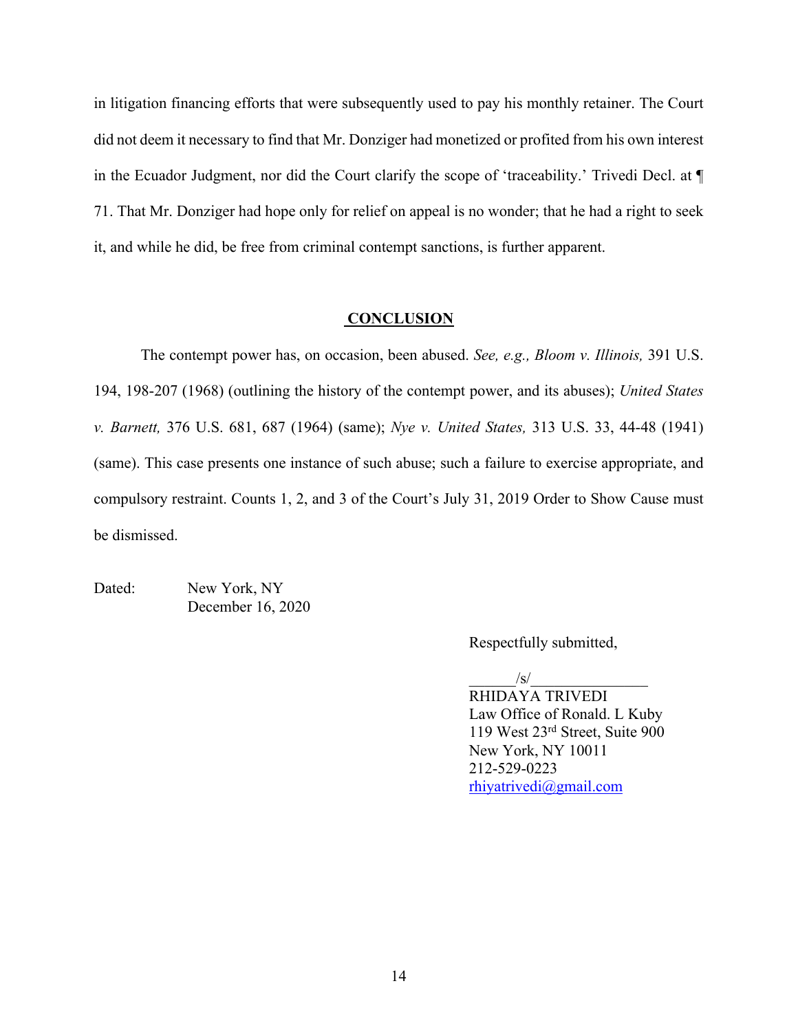in litigation financing efforts that were subsequently used to pay his monthly retainer. The Court did not deem it necessary to find that Mr. Donziger had monetized or profited from his own interest in the Ecuador Judgment, nor did the Court clarify the scope of 'traceability.' Trivedi Decl. at ¶ 71. That Mr. Donziger had hope only for relief on appeal is no wonder; that he had a right to seek it, and while he did, be free from criminal contempt sanctions, is further apparent.

## CONCLUSION

The contempt power has, on occasion, been abused. *See, e.g., Bloom v. Illinois,* 391 U.S. 194, 198-207 (1968) (outlining the history of the contempt power, and its abuses); *United States v. Barnett,* 376 U.S. 681, 687 (1964) (same); *Nye v. United States,* 313 U.S. 33, 44-48 (1941) (same). This case presents one instance of such abuse; such a failure to exercise appropriate, and compulsory restraint. Counts 1, 2, and 3 of the Court's July 31, 2019 Order to Show Cause must be dismissed.

Dated: New York, NY
December 16, 2020

Respectfully submitted,

______/s/________________
RHIDAYA TRIVEDI
Law Office of Ronald. L Kuby
119 West 23rd Street, Suite 900
New York, NY 10011
212-529-0223
rhiyatrivedi@gmail.com